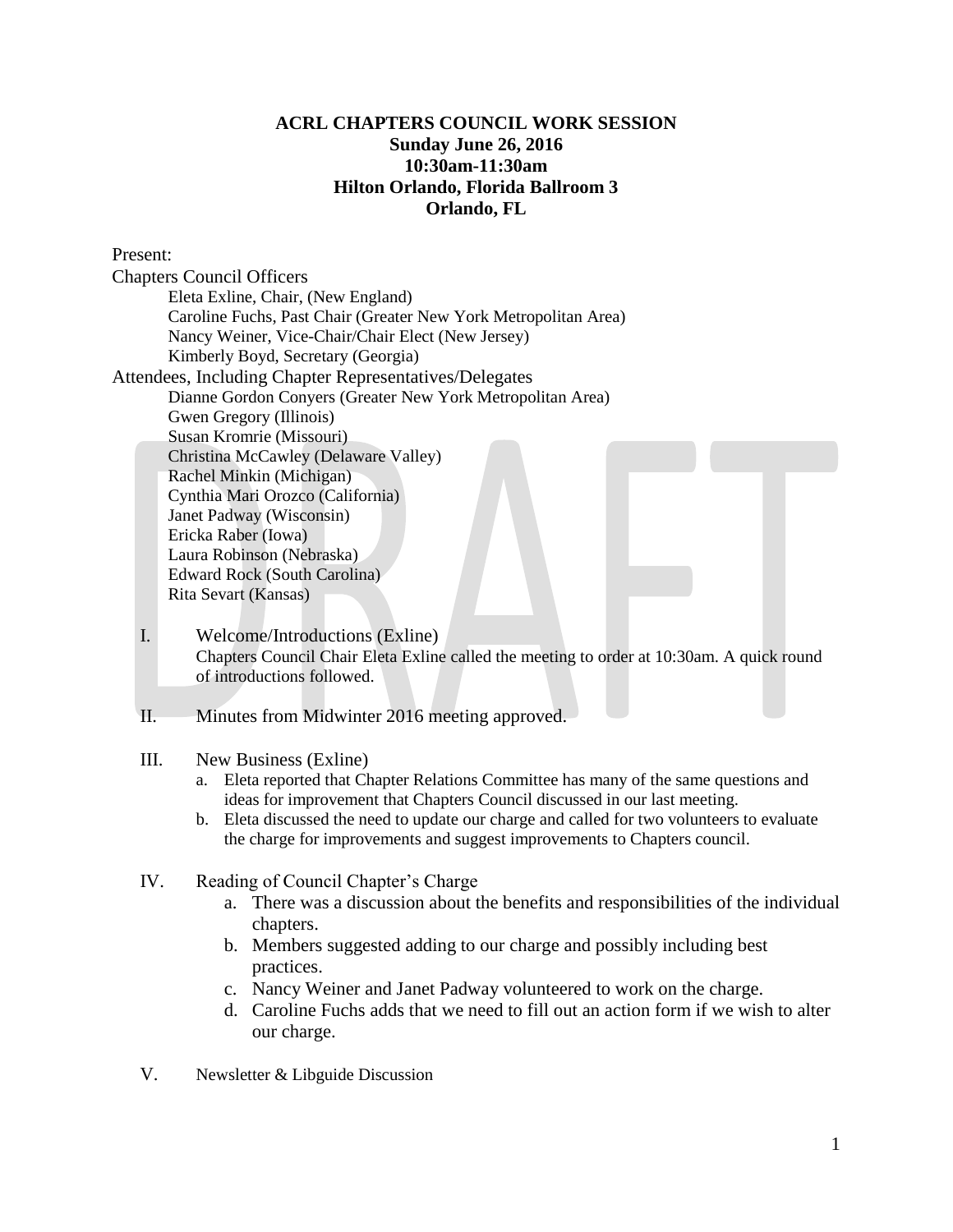# ACRL CHAPTERS COUNCIL WORK SESSION

**Sunday June 26, 2016**
**10:30am-11:30am**
**Hilton Orlando, Florida Ballroom 3**
**Orlando, FL**

Present:

Chapters Council Officers

- Eleta Exline, Chair, (New England)
- Caroline Fuchs, Past Chair (Greater New York Metropolitan Area)
- Nancy Weiner, Vice-Chair/Chair Elect (New Jersey)
- Kimberly Boyd, Secretary (Georgia)

Attendees, Including Chapter Representatives/Delegates

- Dianne Gordon Conyers (Greater New York Metropolitan Area)
- Gwen Gregory (Illinois)
- Susan Kromrie (Missouri)
- Christina McCawley (Delaware Valley)
- Rachel Minkin (Michigan)
- Cynthia Mari Orozco (California)
- Janet Padway (Wisconsin)
- Ericka Raber (Iowa)
- Laura Robinson (Nebraska)
- Edward Rock (South Carolina)
- Rita Sevart (Kansas)

I. Welcome/Introductions (Exline)
Chapters Council Chair Eleta Exline called the meeting to order at 10:30am. A quick round of introductions followed.

II. Minutes from Midwinter 2016 meeting approved.

III. New Business (Exline)
   a. Eleta reported that Chapter Relations Committee has many of the same questions and ideas for improvement that Chapters Council discussed in our last meeting.
   b. Eleta discussed the need to update our charge and called for two volunteers to evaluate the charge for improvements and suggest improvements to Chapters council.

IV. Reading of Council Chapter's Charge
   a. There was a discussion about the benefits and responsibilities of the individual chapters.
   b. Members suggested adding to our charge and possibly including best practices.
   c. Nancy Weiner and Janet Padway volunteered to work on the charge.
   d. Caroline Fuchs adds that we need to fill out an action form if we wish to alter our charge.

V. Newsletter & Libguide Discussion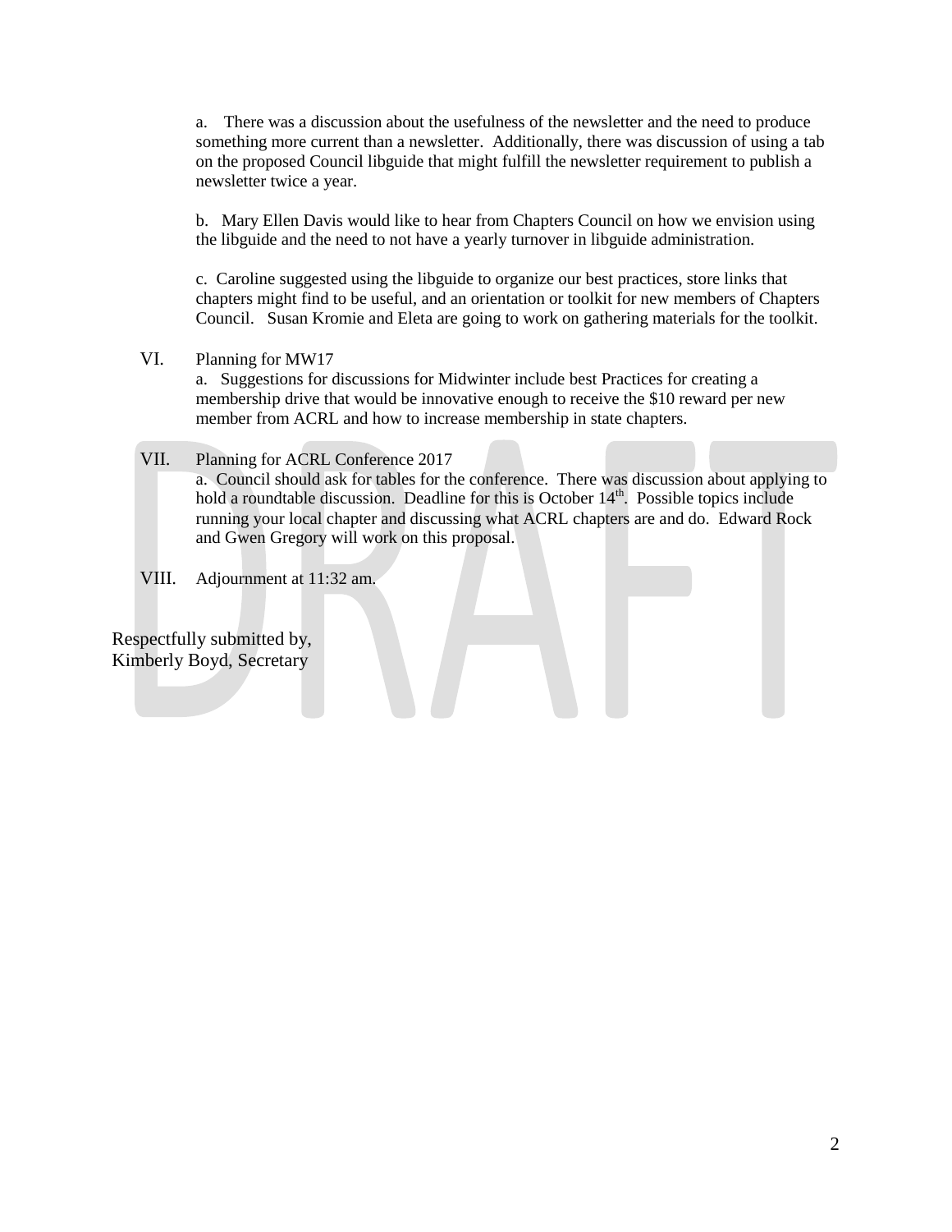a. There was a discussion about the usefulness of the newsletter and the need to produce something more current than a newsletter. Additionally, there was discussion of using a tab on the proposed Council libguide that might fulfill the newsletter requirement to publish a newsletter twice a year.

b. Mary Ellen Davis would like to hear from Chapters Council on how we envision using the libguide and the need to not have a yearly turnover in libguide administration.

c. Caroline suggested using the libguide to organize our best practices, store links that chapters might find to be useful, and an orientation or toolkit for new members of Chapters Council. Susan Kromie and Eleta are going to work on gathering materials for the toolkit.

VI. Planning for MW17

a. Suggestions for discussions for Midwinter include best Practices for creating a membership drive that would be innovative enough to receive the $10 reward per new member from ACRL and how to increase membership in state chapters.

VII. Planning for ACRL Conference 2017

a. Council should ask for tables for the conference. There was discussion about applying to hold a roundtable discussion. Deadline for this is October 14th. Possible topics include running your local chapter and discussing what ACRL chapters are and do. Edward Rock and Gwen Gregory will work on this proposal.

VIII. Adjournment at 11:32 am.

Respectfully submitted by,
Kimberly Boyd, Secretary